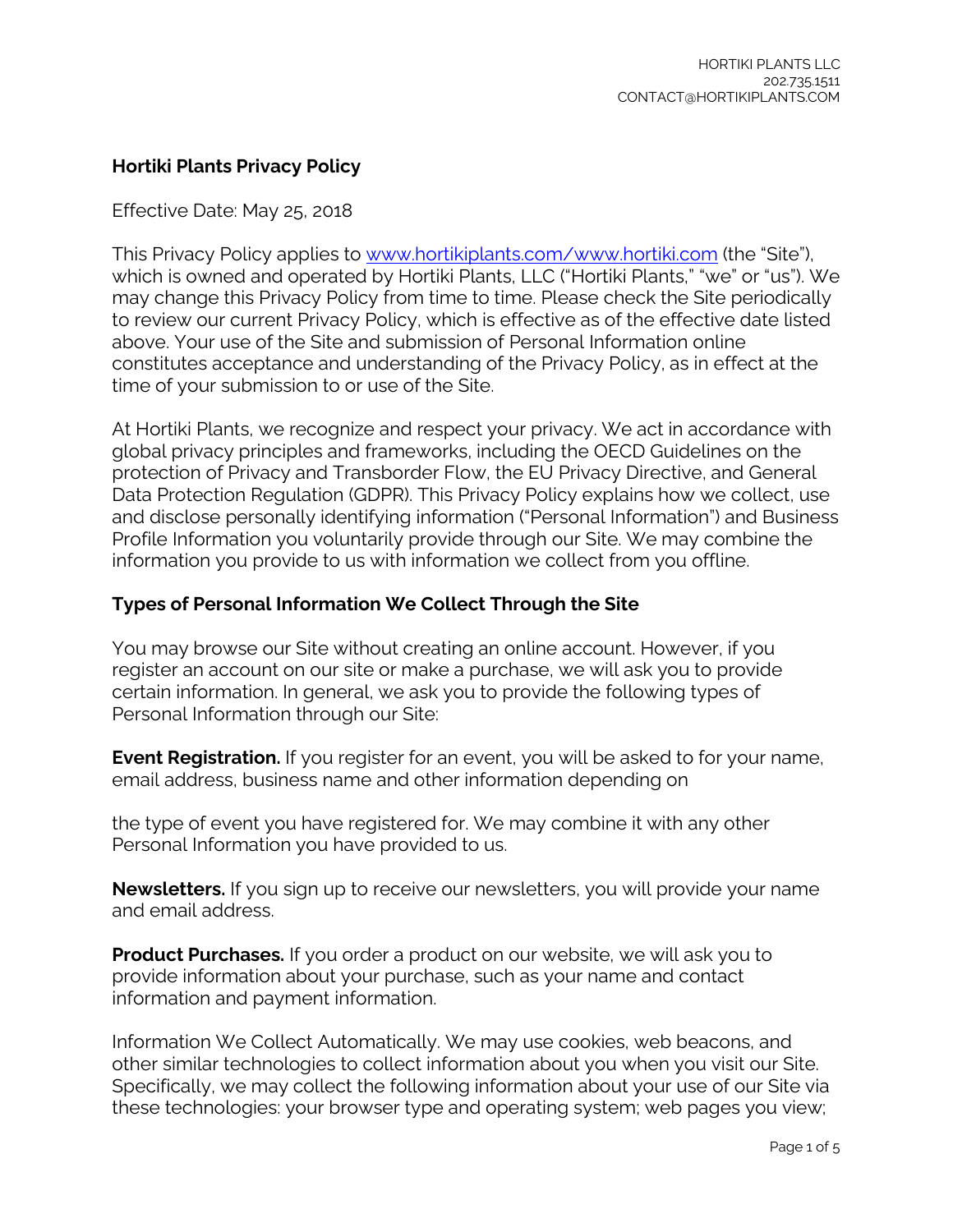HORTIKI PLANTS LLC
202.735.1511
CONTACT@HORTIKIPLANTS.COM

## Hortiki Plants Privacy Policy

Effective Date: May 25, 2018

This Privacy Policy applies to www.hortikiplants.com/www.hortiki.com (the "Site"), which is owned and operated by Hortiki Plants, LLC ("Hortiki Plants," "we" or "us"). We may change this Privacy Policy from time to time. Please check the Site periodically to review our current Privacy Policy, which is effective as of the effective date listed above. Your use of the Site and submission of Personal Information online constitutes acceptance and understanding of the Privacy Policy, as in effect at the time of your submission to or use of the Site.

At Hortiki Plants, we recognize and respect your privacy. We act in accordance with global privacy principles and frameworks, including the OECD Guidelines on the protection of Privacy and Transborder Flow, the EU Privacy Directive, and General Data Protection Regulation (GDPR). This Privacy Policy explains how we collect, use and disclose personally identifying information ("Personal Information") and Business Profile Information you voluntarily provide through our Site. We may combine the information you provide to us with information we collect from you offline.

### Types of Personal Information We Collect Through the Site

You may browse our Site without creating an online account. However, if you register an account on our site or make a purchase, we will ask you to provide certain information. In general, we ask you to provide the following types of Personal Information through our Site:

**Event Registration.** If you register for an event, you will be asked to for your name, email address, business name and other information depending on

the type of event you have registered for. We may combine it with any other Personal Information you have provided to us.

**Newsletters.** If you sign up to receive our newsletters, you will provide your name and email address.

**Product Purchases.** If you order a product on our website, we will ask you to provide information about your purchase, such as your name and contact information and payment information.

Information We Collect Automatically. We may use cookies, web beacons, and other similar technologies to collect information about you when you visit our Site. Specifically, we may collect the following information about your use of our Site via these technologies: your browser type and operating system; web pages you view;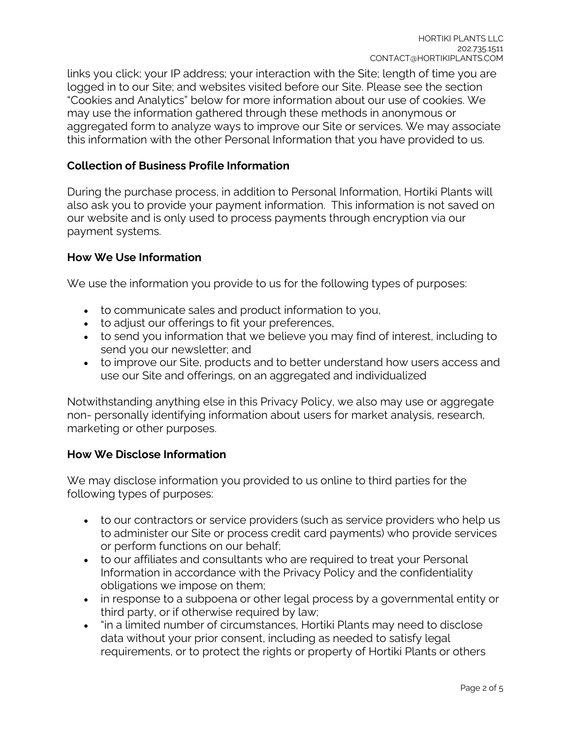links you click; your IP address; your interaction with the Site; length of time you are logged in to our Site; and websites visited before our Site. Please see the section "Cookies and Analytics" below for more information about our use of cookies. We may use the information gathered through these methods in anonymous or aggregated form to analyze ways to improve our Site or services. We may associate this information with the other Personal Information that you have provided to us.

**Collection of Business Profile Information**

During the purchase process, in addition to Personal Information, Hortiki Plants will also ask you to provide your payment information. This information is not saved on our website and is only used to process payments through encryption via our payment systems.

**How We Use Information**

We use the information you provide to us for the following types of purposes:

- to communicate sales and product information to you,
- to adjust our offerings to fit your preferences,
- to send you information that we believe you may find of interest, including to send you our newsletter; and
- to improve our Site, products and to better understand how users access and use our Site and offerings, on an aggregated and individualized

Notwithstanding anything else in this Privacy Policy, we also may use or aggregate non- personally identifying information about users for market analysis, research, marketing or other purposes.

**How We Disclose Information**

We may disclose information you provided to us online to third parties for the following types of purposes:

- to our contractors or service providers (such as service providers who help us to administer our Site or process credit card payments) who provide services or perform functions on our behalf;
- to our affiliates and consultants who are required to treat your Personal Information in accordance with the Privacy Policy and the confidentiality obligations we impose on them;
- in response to a subpoena or other legal process by a governmental entity or third party, or if otherwise required by law;
- "in a limited number of circumstances, Hortiki Plants may need to disclose data without your prior consent, including as needed to satisfy legal requirements, or to protect the rights or property of Hortiki Plants or others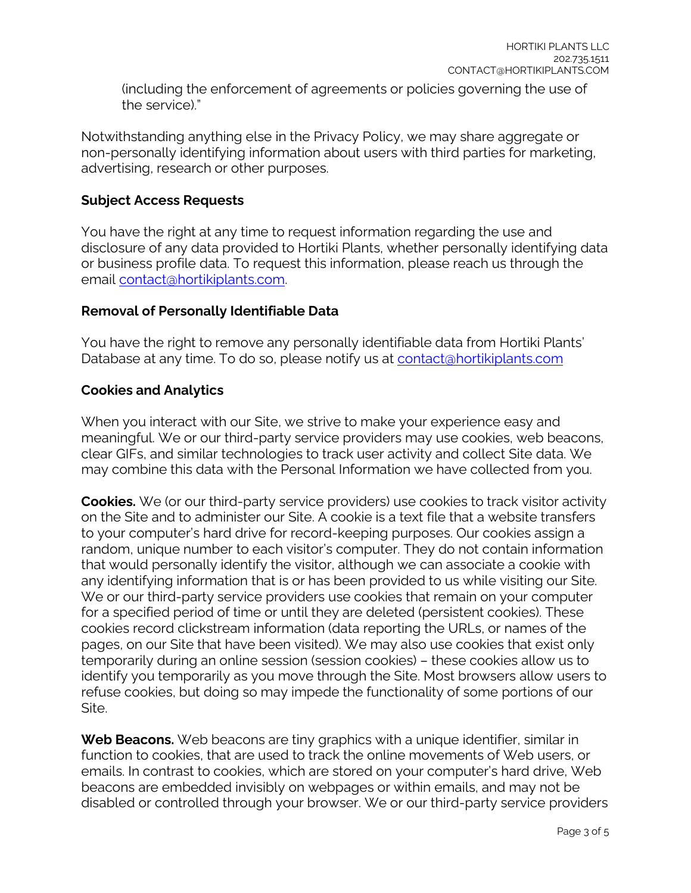(including the enforcement of agreements or policies governing the use of the service)."

Notwithstanding anything else in the Privacy Policy, we may share aggregate or non-personally identifying information about users with third parties for marketing, advertising, research or other purposes.

**Subject Access Requests**

You have the right at any time to request information regarding the use and disclosure of any data provided to Hortiki Plants, whether personally identifying data or business profile data. To request this information, please reach us through the email contact@hortikiplants.com.

**Removal of Personally Identifiable Data**

You have the right to remove any personally identifiable data from Hortiki Plants' Database at any time. To do so, please notify us at contact@hortikiplants.com

**Cookies and Analytics**

When you interact with our Site, we strive to make your experience easy and meaningful. We or our third-party service providers may use cookies, web beacons, clear GIFs, and similar technologies to track user activity and collect Site data. We may combine this data with the Personal Information we have collected from you.

**Cookies.** We (or our third-party service providers) use cookies to track visitor activity on the Site and to administer our Site. A cookie is a text file that a website transfers to your computer's hard drive for record-keeping purposes. Our cookies assign a random, unique number to each visitor's computer. They do not contain information that would personally identify the visitor, although we can associate a cookie with any identifying information that is or has been provided to us while visiting our Site. We or our third-party service providers use cookies that remain on your computer for a specified period of time or until they are deleted (persistent cookies). These cookies record clickstream information (data reporting the URLs, or names of the pages, on our Site that have been visited). We may also use cookies that exist only temporarily during an online session (session cookies) – these cookies allow us to identify you temporarily as you move through the Site. Most browsers allow users to refuse cookies, but doing so may impede the functionality of some portions of our Site.

**Web Beacons.** Web beacons are tiny graphics with a unique identifier, similar in function to cookies, that are used to track the online movements of Web users, or emails. In contrast to cookies, which are stored on your computer's hard drive, Web beacons are embedded invisibly on webpages or within emails, and may not be disabled or controlled through your browser. We or our third-party service providers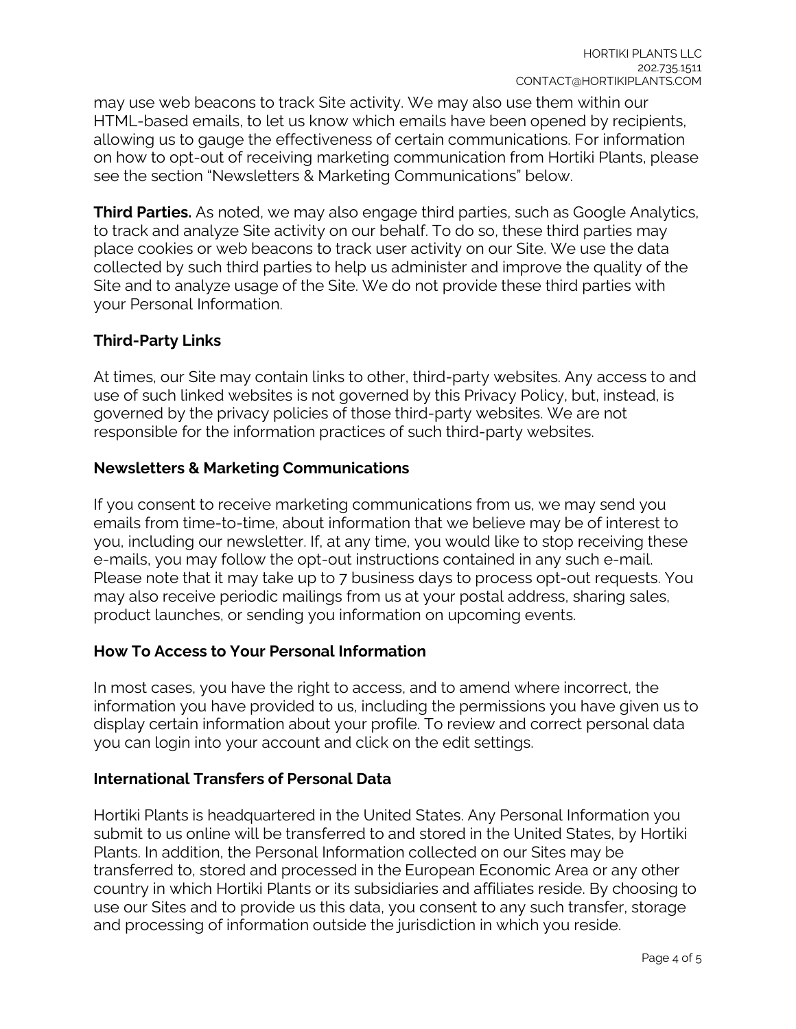may use web beacons to track Site activity. We may also use them within our HTML-based emails, to let us know which emails have been opened by recipients, allowing us to gauge the effectiveness of certain communications. For information on how to opt-out of receiving marketing communication from Hortiki Plants, please see the section "Newsletters & Marketing Communications" below.

**Third Parties.** As noted, we may also engage third parties, such as Google Analytics, to track and analyze Site activity on our behalf. To do so, these third parties may place cookies or web beacons to track user activity on our Site. We use the data collected by such third parties to help us administer and improve the quality of the Site and to analyze usage of the Site. We do not provide these third parties with your Personal Information.

### Third-Party Links

At times, our Site may contain links to other, third-party websites. Any access to and use of such linked websites is not governed by this Privacy Policy, but, instead, is governed by the privacy policies of those third-party websites. We are not responsible for the information practices of such third-party websites.

### Newsletters & Marketing Communications

If you consent to receive marketing communications from us, we may send you emails from time-to-time, about information that we believe may be of interest to you, including our newsletter. If, at any time, you would like to stop receiving these e-mails, you may follow the opt-out instructions contained in any such e-mail. Please note that it may take up to 7 business days to process opt-out requests. You may also receive periodic mailings from us at your postal address, sharing sales, product launches, or sending you information on upcoming events.

### How To Access to Your Personal Information

In most cases, you have the right to access, and to amend where incorrect, the information you have provided to us, including the permissions you have given us to display certain information about your profile. To review and correct personal data you can login into your account and click on the edit settings.

### International Transfers of Personal Data

Hortiki Plants is headquartered in the United States. Any Personal Information you submit to us online will be transferred to and stored in the United States, by Hortiki Plants. In addition, the Personal Information collected on our Sites may be transferred to, stored and processed in the European Economic Area or any other country in which Hortiki Plants or its subsidiaries and affiliates reside. By choosing to use our Sites and to provide us this data, you consent to any such transfer, storage and processing of information outside the jurisdiction in which you reside.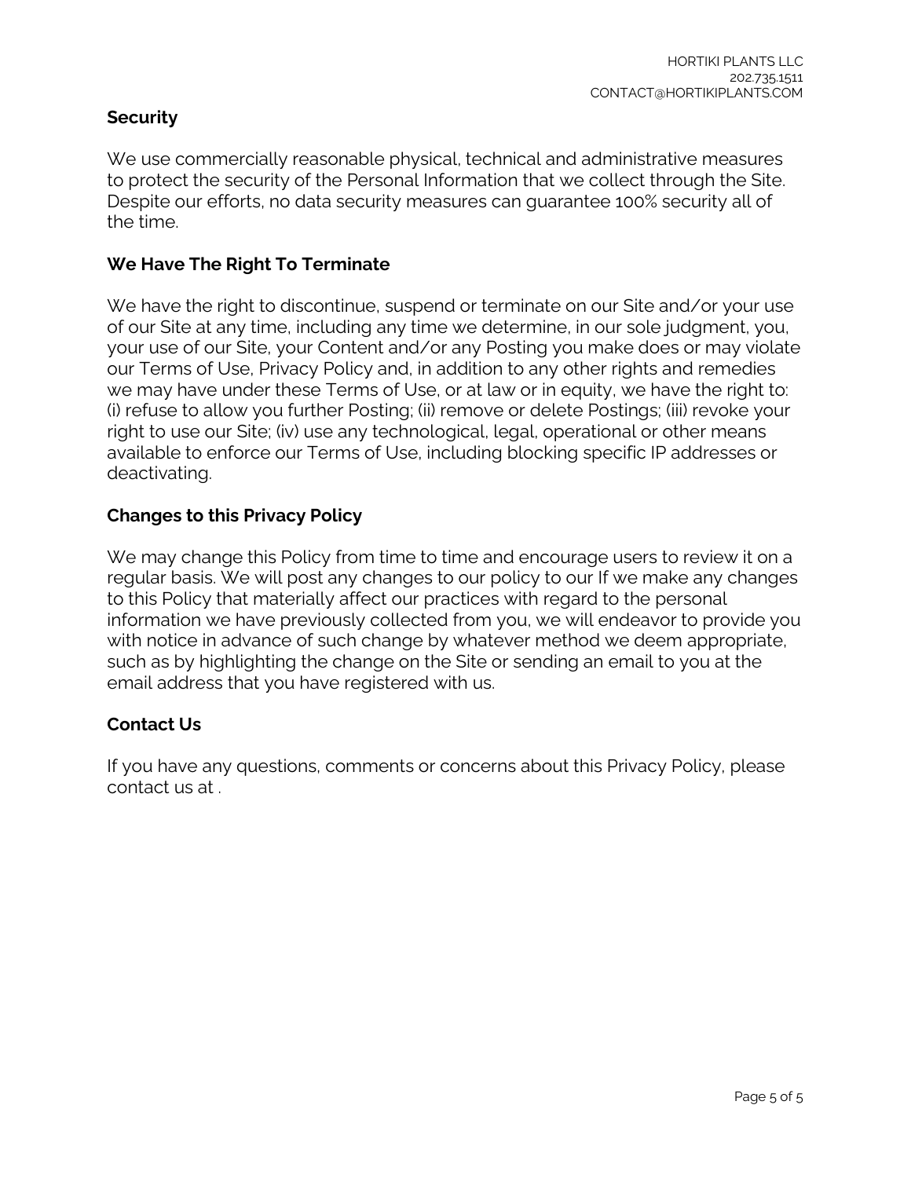## Security

We use commercially reasonable physical, technical and administrative measures to protect the security of the Personal Information that we collect through the Site. Despite our efforts, no data security measures can guarantee 100% security all of the time.

## We Have The Right To Terminate

We have the right to discontinue, suspend or terminate on our Site and/or your use of our Site at any time, including any time we determine, in our sole judgment, you, your use of our Site, your Content and/or any Posting you make does or may violate our Terms of Use, Privacy Policy and, in addition to any other rights and remedies we may have under these Terms of Use, or at law or in equity, we have the right to: (i) refuse to allow you further Posting; (ii) remove or delete Postings; (iii) revoke your right to use our Site; (iv) use any technological, legal, operational or other means available to enforce our Terms of Use, including blocking specific IP addresses or deactivating.

## Changes to this Privacy Policy

We may change this Policy from time to time and encourage users to review it on a regular basis. We will post any changes to our policy to our If we make any changes to this Policy that materially affect our practices with regard to the personal information we have previously collected from you, we will endeavor to provide you with notice in advance of such change by whatever method we deem appropriate, such as by highlighting the change on the Site or sending an email to you at the email address that you have registered with us.

## Contact Us

If you have any questions, comments or concerns about this Privacy Policy, please contact us at .